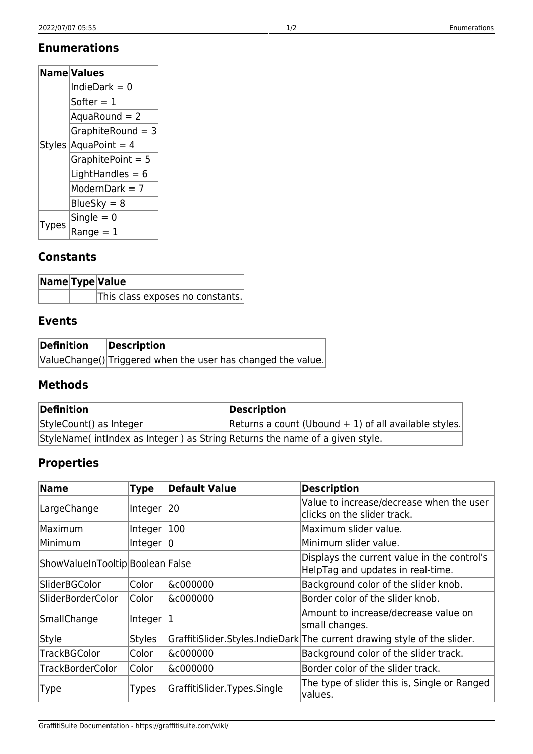## Enumerations

| Name | Values |
|---|---|
| Styles | IndieDark = 0 |
| | Softer = 1 |
| | AquaRound = 2 |
| | GraphiteRound = 3 |
| | AquaPoint = 4 |
| | GraphitePoint = 5 |
| | LightHandles = 6 |
| | ModernDark = 7 |
| | BlueSky = 8 |
| Types | Single = 0 |
| | Range = 1 |

## Constants

| Name | Type | Value |
|---|---|---|
| | | This class exposes no constants. |

## Events

| Definition | Description |
|---|---|
| ValueChange() | Triggered when the user has changed the value. |

## Methods

| Definition | Description |
|---|---|
| StyleCount() as Integer | Returns a count (Ubound + 1) of all available styles. |
| StyleName( intIndex as Integer ) as String | Returns the name of a given style. |

## Properties

| Name | Type | Default Value | Description |
|---|---|---|---|
| LargeChange | Integer | 20 | Value to increase/decrease when the user clicks on the slider track. |
| Maximum | Integer | 100 | Maximum slider value. |
| Minimum | Integer | 0 | Minimum slider value. |
| ShowValueInTooltip | Boolean | False | Displays the current value in the control's HelpTag and updates in real-time. |
| SliderBGColor | Color | &c000000 | Background color of the slider knob. |
| SliderBorderColor | Color | &c000000 | Border color of the slider knob. |
| SmallChange | Integer | 1 | Amount to increase/decrease value on small changes. |
| Style | Styles | GraffitiSlider.Styles.IndieDark | The current drawing style of the slider. |
| TrackBGColor | Color | &c000000 | Background color of the slider track. |
| TrackBorderColor | Color | &c000000 | Border color of the slider track. |
| Type | Types | GraffitiSlider.Types.Single | The type of slider this is, Single or Ranged values. |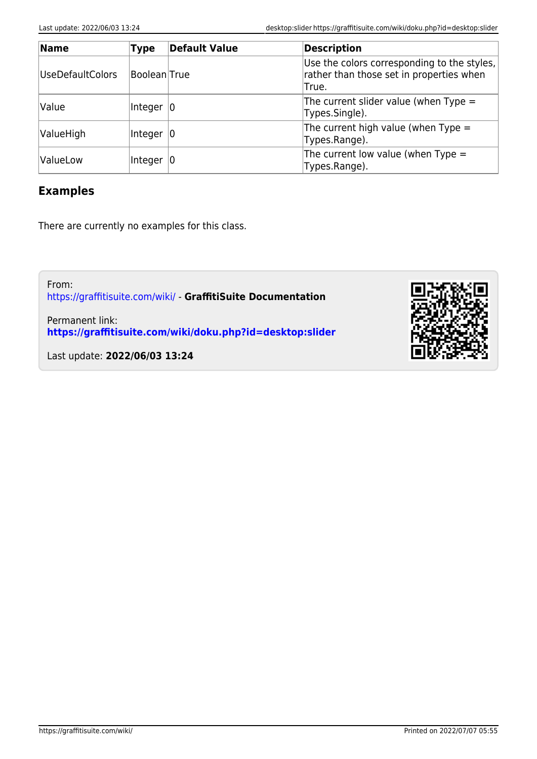| Name | Type | Default Value | Description |
|---|---|---|---|
| UseDefaultColors | Boolean | True | Use the colors corresponding to the styles, rather than those set in properties when True. |
| Value | Integer | 0 | The current slider value (when Type = Types.Single). |
| ValueHigh | Integer | 0 | The current high value (when Type = Types.Range). |
| ValueLow | Integer | 0 | The current low value (when Type = Types.Range). |

## Examples

There are currently no examples for this class.

From:
https://graffitisuite.com/wiki/ - **GraffitiSuite Documentation**

Permanent link:
**https://graffitisuite.com/wiki/doku.php?id=desktop:slider**

Last update: **2022/06/03 13:24**